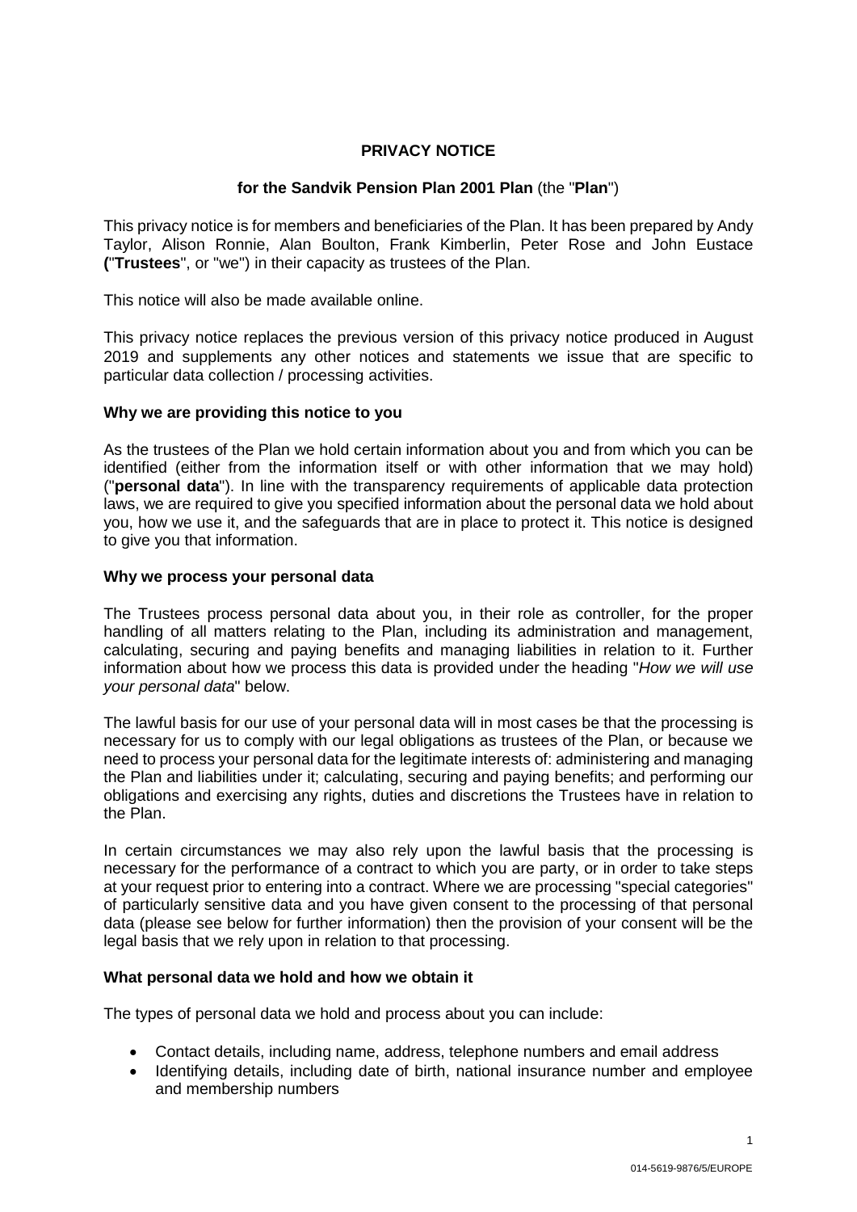# PRIVACY NOTICE

## for the Sandvik Pension Plan 2001 Plan (the "Plan")

This privacy notice is for members and beneficiaries of the Plan. It has been prepared by Andy Taylor, Alison Ronnie, Alan Boulton, Frank Kimberlin, Peter Rose and John Eustace **(**"**Trustees**", or "we") in their capacity as trustees of the Plan.

This notice will also be made available online.

This privacy notice replaces the previous version of this privacy notice produced in August 2019 and supplements any other notices and statements we issue that are specific to particular data collection / processing activities.

### Why we are providing this notice to you

As the trustees of the Plan we hold certain information about you and from which you can be identified (either from the information itself or with other information that we may hold) ("**personal data**"). In line with the transparency requirements of applicable data protection laws, we are required to give you specified information about the personal data we hold about you, how we use it, and the safeguards that are in place to protect it. This notice is designed to give you that information.

### Why we process your personal data

The Trustees process personal data about you, in their role as controller, for the proper handling of all matters relating to the Plan, including its administration and management, calculating, securing and paying benefits and managing liabilities in relation to it. Further information about how we process this data is provided under the heading "*How we will use your personal data*" below.

The lawful basis for our use of your personal data will in most cases be that the processing is necessary for us to comply with our legal obligations as trustees of the Plan, or because we need to process your personal data for the legitimate interests of: administering and managing the Plan and liabilities under it; calculating, securing and paying benefits; and performing our obligations and exercising any rights, duties and discretions the Trustees have in relation to the Plan.

In certain circumstances we may also rely upon the lawful basis that the processing is necessary for the performance of a contract to which you are party, or in order to take steps at your request prior to entering into a contract. Where we are processing "special categories" of particularly sensitive data and you have given consent to the processing of that personal data (please see below for further information) then the provision of your consent will be the legal basis that we rely upon in relation to that processing.

### What personal data we hold and how we obtain it

The types of personal data we hold and process about you can include:

- Contact details, including name, address, telephone numbers and email address
- Identifying details, including date of birth, national insurance number and employee and membership numbers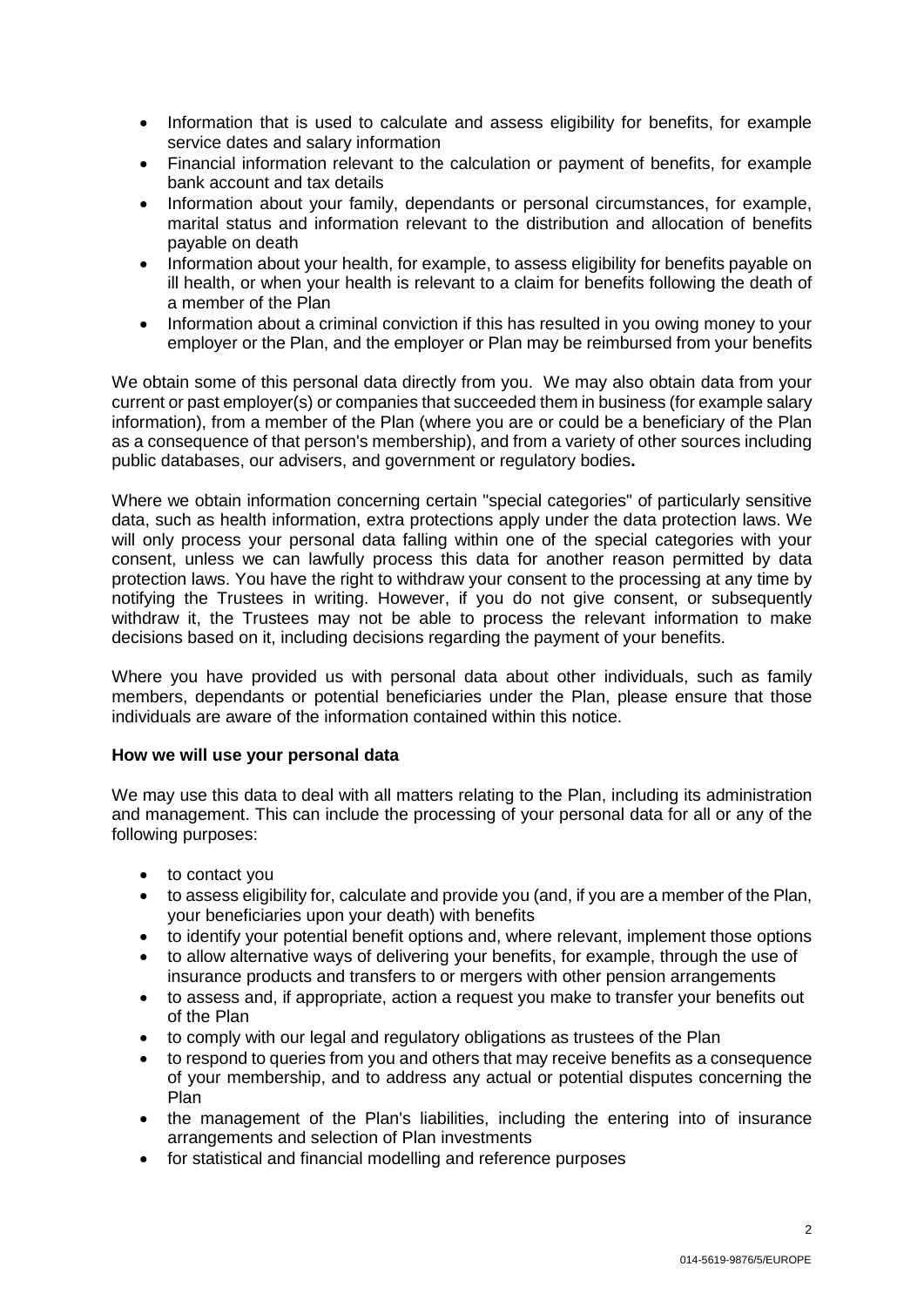- Information that is used to calculate and assess eligibility for benefits, for example service dates and salary information
- Financial information relevant to the calculation or payment of benefits, for example bank account and tax details
- Information about your family, dependants or personal circumstances, for example, marital status and information relevant to the distribution and allocation of benefits payable on death
- Information about your health, for example, to assess eligibility for benefits payable on ill health, or when your health is relevant to a claim for benefits following the death of a member of the Plan
- Information about a criminal conviction if this has resulted in you owing money to your employer or the Plan, and the employer or Plan may be reimbursed from your benefits

We obtain some of this personal data directly from you. We may also obtain data from your current or past employer(s) or companies that succeeded them in business (for example salary information), from a member of the Plan (where you are or could be a beneficiary of the Plan as a consequence of that person's membership), and from a variety of other sources including public databases, our advisers, and government or regulatory bodies**.**

Where we obtain information concerning certain "special categories" of particularly sensitive data, such as health information, extra protections apply under the data protection laws. We will only process your personal data falling within one of the special categories with your consent, unless we can lawfully process this data for another reason permitted by data protection laws. You have the right to withdraw your consent to the processing at any time by notifying the Trustees in writing. However, if you do not give consent, or subsequently withdraw it, the Trustees may not be able to process the relevant information to make decisions based on it, including decisions regarding the payment of your benefits.

Where you have provided us with personal data about other individuals, such as family members, dependants or potential beneficiaries under the Plan, please ensure that those individuals are aware of the information contained within this notice.

**How we will use your personal data**

We may use this data to deal with all matters relating to the Plan, including its administration and management. This can include the processing of your personal data for all or any of the following purposes:

- to contact you
- to assess eligibility for, calculate and provide you (and, if you are a member of the Plan, your beneficiaries upon your death) with benefits
- to identify your potential benefit options and, where relevant, implement those options
- to allow alternative ways of delivering your benefits, for example, through the use of insurance products and transfers to or mergers with other pension arrangements
- to assess and, if appropriate, action a request you make to transfer your benefits out of the Plan
- to comply with our legal and regulatory obligations as trustees of the Plan
- to respond to queries from you and others that may receive benefits as a consequence of your membership, and to address any actual or potential disputes concerning the Plan
- the management of the Plan's liabilities, including the entering into of insurance arrangements and selection of Plan investments
- for statistical and financial modelling and reference purposes

014-5619-9876/5/EUROPE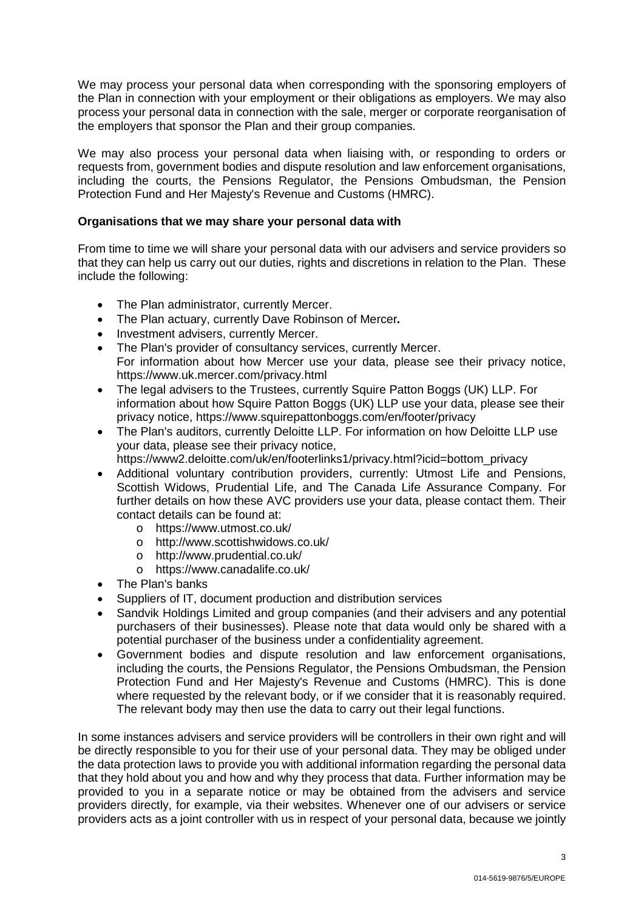We may process your personal data when corresponding with the sponsoring employers of the Plan in connection with your employment or their obligations as employers. We may also process your personal data in connection with the sale, merger or corporate reorganisation of the employers that sponsor the Plan and their group companies.

We may also process your personal data when liaising with, or responding to orders or requests from, government bodies and dispute resolution and law enforcement organisations, including the courts, the Pensions Regulator, the Pensions Ombudsman, the Pension Protection Fund and Her Majesty's Revenue and Customs (HMRC).

**Organisations that we may share your personal data with**

From time to time we will share your personal data with our advisers and service providers so that they can help us carry out our duties, rights and discretions in relation to the Plan. These include the following:

- The Plan administrator, currently Mercer.
- The Plan actuary, currently Dave Robinson of Mercer**.**
- Investment advisers, currently Mercer.
- The Plan's provider of consultancy services, currently Mercer.
  For information about how Mercer use your data, please see their privacy notice, https://www.uk.mercer.com/privacy.html
- The legal advisers to the Trustees, currently Squire Patton Boggs (UK) LLP. For information about how Squire Patton Boggs (UK) LLP use your data, please see their privacy notice, https://www.squirepattonboggs.com/en/footer/privacy
- The Plan's auditors, currently Deloitte LLP. For information on how Deloitte LLP use your data, please see their privacy notice,
  https://www2.deloitte.com/uk/en/footerlinks1/privacy.html?icid=bottom_privacy
- Additional voluntary contribution providers, currently: Utmost Life and Pensions, Scottish Widows, Prudential Life, and The Canada Life Assurance Company. For further details on how these AVC providers use your data, please contact them. Their contact details can be found at:
  - https://www.utmost.co.uk/
  - http://www.scottishwidows.co.uk/
  - http://www.prudential.co.uk/
  - https://www.canadalife.co.uk/
- The Plan's banks
- Suppliers of IT, document production and distribution services
- Sandvik Holdings Limited and group companies (and their advisers and any potential purchasers of their businesses). Please note that data would only be shared with a potential purchaser of the business under a confidentiality agreement.
- Government bodies and dispute resolution and law enforcement organisations, including the courts, the Pensions Regulator, the Pensions Ombudsman, the Pension Protection Fund and Her Majesty's Revenue and Customs (HMRC). This is done where requested by the relevant body, or if we consider that it is reasonably required. The relevant body may then use the data to carry out their legal functions.

In some instances advisers and service providers will be controllers in their own right and will be directly responsible to you for their use of your personal data. They may be obliged under the data protection laws to provide you with additional information regarding the personal data that they hold about you and how and why they process that data. Further information may be provided to you in a separate notice or may be obtained from the advisers and service providers directly, for example, via their websites. Whenever one of our advisers or service providers acts as a joint controller with us in respect of your personal data, because we jointly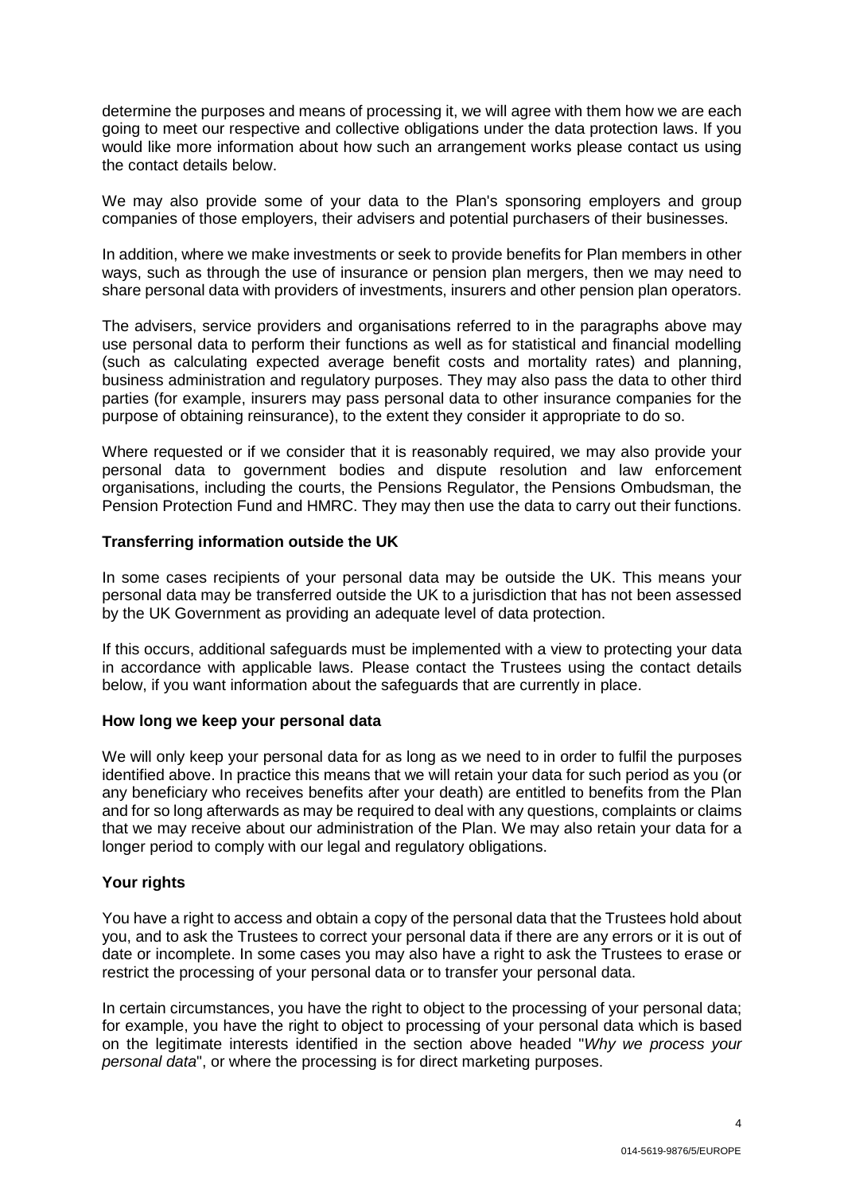determine the purposes and means of processing it, we will agree with them how we are each going to meet our respective and collective obligations under the data protection laws. If you would like more information about how such an arrangement works please contact us using the contact details below.

We may also provide some of your data to the Plan's sponsoring employers and group companies of those employers, their advisers and potential purchasers of their businesses.

In addition, where we make investments or seek to provide benefits for Plan members in other ways, such as through the use of insurance or pension plan mergers, then we may need to share personal data with providers of investments, insurers and other pension plan operators.

The advisers, service providers and organisations referred to in the paragraphs above may use personal data to perform their functions as well as for statistical and financial modelling (such as calculating expected average benefit costs and mortality rates) and planning, business administration and regulatory purposes. They may also pass the data to other third parties (for example, insurers may pass personal data to other insurance companies for the purpose of obtaining reinsurance), to the extent they consider it appropriate to do so.

Where requested or if we consider that it is reasonably required, we may also provide your personal data to government bodies and dispute resolution and law enforcement organisations, including the courts, the Pensions Regulator, the Pensions Ombudsman, the Pension Protection Fund and HMRC. They may then use the data to carry out their functions.

**Transferring information outside the UK**

In some cases recipients of your personal data may be outside the UK. This means your personal data may be transferred outside the UK to a jurisdiction that has not been assessed by the UK Government as providing an adequate level of data protection.

If this occurs, additional safeguards must be implemented with a view to protecting your data in accordance with applicable laws. Please contact the Trustees using the contact details below, if you want information about the safeguards that are currently in place.

**How long we keep your personal data**

We will only keep your personal data for as long as we need to in order to fulfil the purposes identified above. In practice this means that we will retain your data for such period as you (or any beneficiary who receives benefits after your death) are entitled to benefits from the Plan and for so long afterwards as may be required to deal with any questions, complaints or claims that we may receive about our administration of the Plan. We may also retain your data for a longer period to comply with our legal and regulatory obligations.

**Your rights**

You have a right to access and obtain a copy of the personal data that the Trustees hold about you, and to ask the Trustees to correct your personal data if there are any errors or it is out of date or incomplete. In some cases you may also have a right to ask the Trustees to erase or restrict the processing of your personal data or to transfer your personal data.

In certain circumstances, you have the right to object to the processing of your personal data; for example, you have the right to object to processing of your personal data which is based on the legitimate interests identified in the section above headed "*Why we process your personal data*", or where the processing is for direct marketing purposes.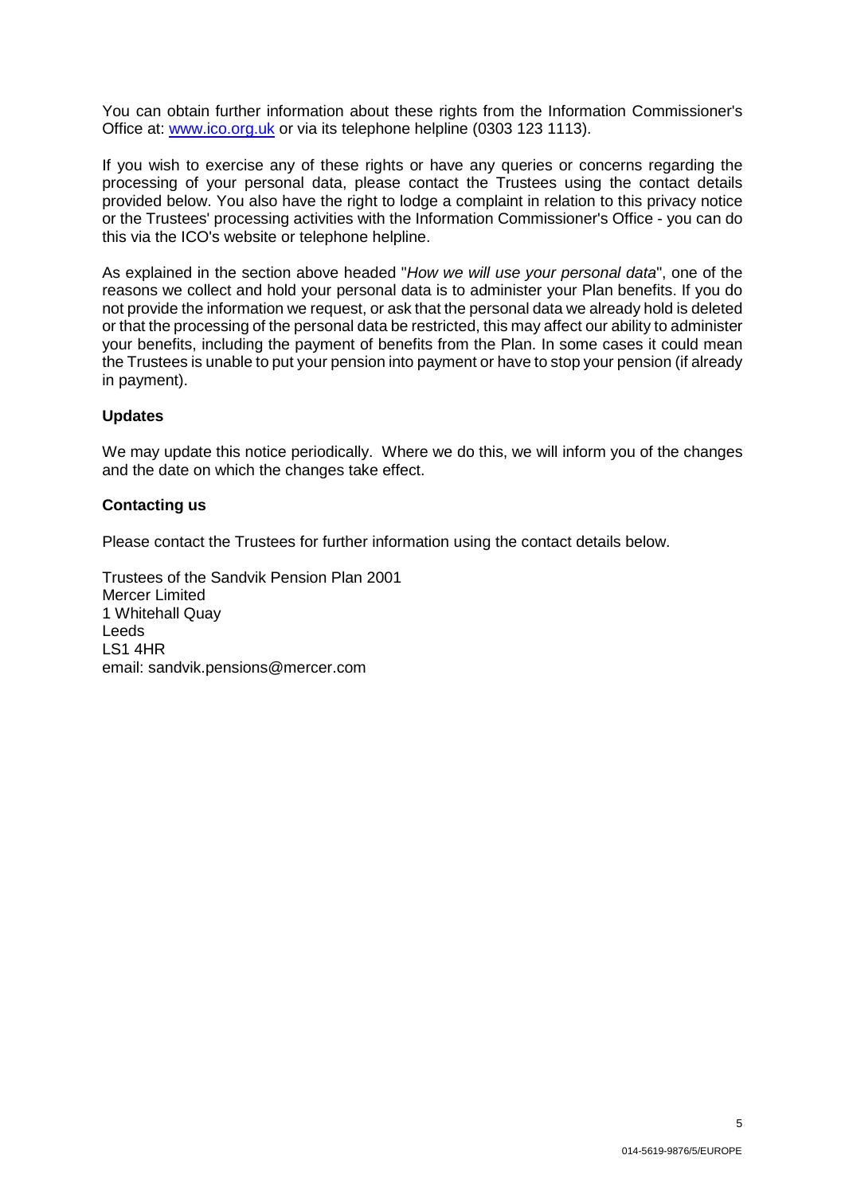You can obtain further information about these rights from the Information Commissioner's Office at: [www.ico.org.uk](http://www.ico.org.uk) or via its telephone helpline (0303 123 1113).

If you wish to exercise any of these rights or have any queries or concerns regarding the processing of your personal data, please contact the Trustees using the contact details provided below. You also have the right to lodge a complaint in relation to this privacy notice or the Trustees' processing activities with the Information Commissioner's Office - you can do this via the ICO's website or telephone helpline.

As explained in the section above headed "*How we will use your personal data*", one of the reasons we collect and hold your personal data is to administer your Plan benefits. If you do not provide the information we request, or ask that the personal data we already hold is deleted or that the processing of the personal data be restricted, this may affect our ability to administer your benefits, including the payment of benefits from the Plan. In some cases it could mean the Trustees is unable to put your pension into payment or have to stop your pension (if already in payment).

**Updates**

We may update this notice periodically. Where we do this, we will inform you of the changes and the date on which the changes take effect.

**Contacting us**

Please contact the Trustees for further information using the contact details below.

Trustees of the Sandvik Pension Plan 2001
Mercer Limited
1 Whitehall Quay
Leeds
LS1 4HR
email: sandvik.pensions@mercer.com

014-5619-9876/5/EUROPE